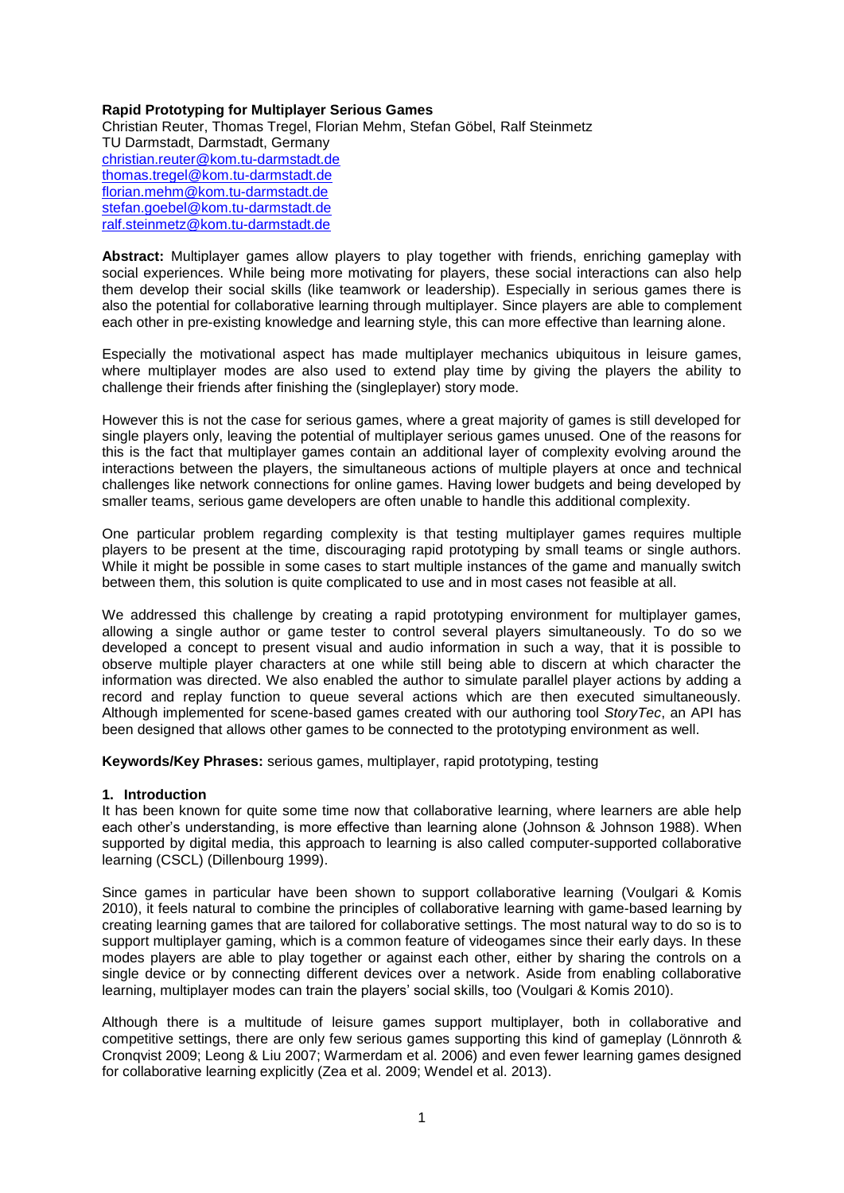# Rapid Prototyping for Multiplayer Serious Games

Christian Reuter, Thomas Tregel, Florian Mehm, Stefan Göbel, Ralf Steinmetz
TU Darmstadt, Darmstadt, Germany
christian.reuter@kom.tu-darmstadt.de
thomas.tregel@kom.tu-darmstadt.de
florian.mehm@kom.tu-darmstadt.de
stefan.goebel@kom.tu-darmstadt.de
ralf.steinmetz@kom.tu-darmstadt.de

**Abstract:** Multiplayer games allow players to play together with friends, enriching gameplay with social experiences. While being more motivating for players, these social interactions can also help them develop their social skills (like teamwork or leadership). Especially in serious games there is also the potential for collaborative learning through multiplayer. Since players are able to complement each other in pre-existing knowledge and learning style, this can more effective than learning alone.

Especially the motivational aspect has made multiplayer mechanics ubiquitous in leisure games, where multiplayer modes are also used to extend play time by giving the players the ability to challenge their friends after finishing the (singleplayer) story mode.

However this is not the case for serious games, where a great majority of games is still developed for single players only, leaving the potential of multiplayer serious games unused. One of the reasons for this is the fact that multiplayer games contain an additional layer of complexity evolving around the interactions between the players, the simultaneous actions of multiple players at once and technical challenges like network connections for online games. Having lower budgets and being developed by smaller teams, serious game developers are often unable to handle this additional complexity.

One particular problem regarding complexity is that testing multiplayer games requires multiple players to be present at the time, discouraging rapid prototyping by small teams or single authors. While it might be possible in some cases to start multiple instances of the game and manually switch between them, this solution is quite complicated to use and in most cases not feasible at all.

We addressed this challenge by creating a rapid prototyping environment for multiplayer games, allowing a single author or game tester to control several players simultaneously. To do so we developed a concept to present visual and audio information in such a way, that it is possible to observe multiple player characters at one while still being able to discern at which character the information was directed. We also enabled the author to simulate parallel player actions by adding a record and replay function to queue several actions which are then executed simultaneously. Although implemented for scene-based games created with our authoring tool *StoryTec*, an API has been designed that allows other games to be connected to the prototyping environment as well.

**Keywords/Key Phrases:** serious games, multiplayer, rapid prototyping, testing

## 1. Introduction

It has been known for quite some time now that collaborative learning, where learners are able help each other's understanding, is more effective than learning alone (Johnson & Johnson 1988). When supported by digital media, this approach to learning is also called computer-supported collaborative learning (CSCL) (Dillenbourg 1999).

Since games in particular have been shown to support collaborative learning (Voulgari & Komis 2010), it feels natural to combine the principles of collaborative learning with game-based learning by creating learning games that are tailored for collaborative settings. The most natural way to do so is to support multiplayer gaming, which is a common feature of videogames since their early days. In these modes players are able to play together or against each other, either by sharing the controls on a single device or by connecting different devices over a network. Aside from enabling collaborative learning, multiplayer modes can train the players' social skills, too (Voulgari & Komis 2010).

Although there is a multitude of leisure games support multiplayer, both in collaborative and competitive settings, there are only few serious games supporting this kind of gameplay (Lönnroth & Cronqvist 2009; Leong & Liu 2007; Warmerdam et al. 2006) and even fewer learning games designed for collaborative learning explicitly (Zea et al. 2009; Wendel et al. 2013).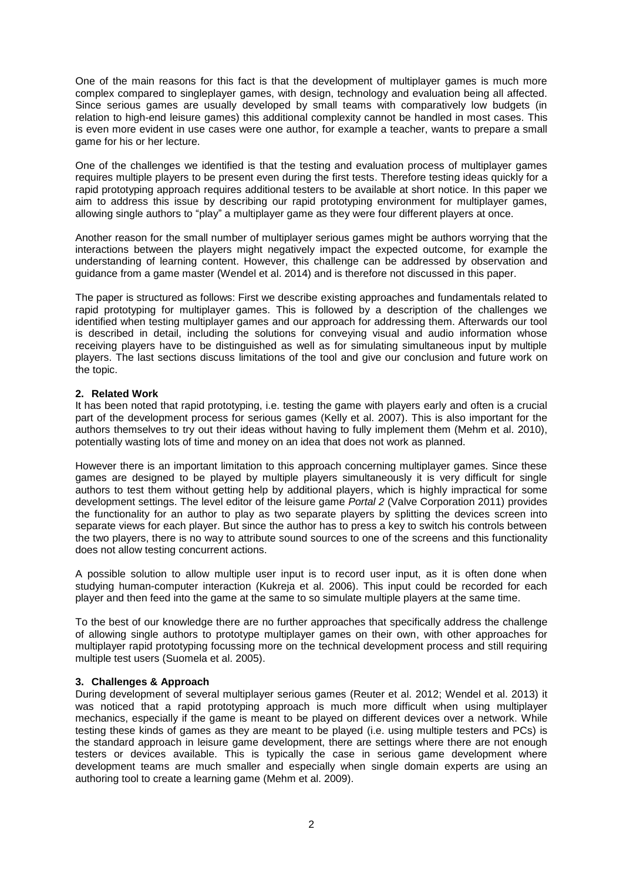One of the main reasons for this fact is that the development of multiplayer games is much more complex compared to singleplayer games, with design, technology and evaluation being all affected. Since serious games are usually developed by small teams with comparatively low budgets (in relation to high-end leisure games) this additional complexity cannot be handled in most cases. This is even more evident in use cases were one author, for example a teacher, wants to prepare a small game for his or her lecture.

One of the challenges we identified is that the testing and evaluation process of multiplayer games requires multiple players to be present even during the first tests. Therefore testing ideas quickly for a rapid prototyping approach requires additional testers to be available at short notice. In this paper we aim to address this issue by describing our rapid prototyping environment for multiplayer games, allowing single authors to "play" a multiplayer game as they were four different players at once.

Another reason for the small number of multiplayer serious games might be authors worrying that the interactions between the players might negatively impact the expected outcome, for example the understanding of learning content. However, this challenge can be addressed by observation and guidance from a game master (Wendel et al. 2014) and is therefore not discussed in this paper.

The paper is structured as follows: First we describe existing approaches and fundamentals related to rapid prototyping for multiplayer games. This is followed by a description of the challenges we identified when testing multiplayer games and our approach for addressing them. Afterwards our tool is described in detail, including the solutions for conveying visual and audio information whose receiving players have to be distinguished as well as for simulating simultaneous input by multiple players. The last sections discuss limitations of the tool and give our conclusion and future work on the topic.

## 2. Related Work

It has been noted that rapid prototyping, i.e. testing the game with players early and often is a crucial part of the development process for serious games (Kelly et al. 2007). This is also important for the authors themselves to try out their ideas without having to fully implement them (Mehm et al. 2010), potentially wasting lots of time and money on an idea that does not work as planned.

However there is an important limitation to this approach concerning multiplayer games. Since these games are designed to be played by multiple players simultaneously it is very difficult for single authors to test them without getting help by additional players, which is highly impractical for some development settings. The level editor of the leisure game *Portal 2* (Valve Corporation 2011) provides the functionality for an author to play as two separate players by splitting the devices screen into separate views for each player. But since the author has to press a key to switch his controls between the two players, there is no way to attribute sound sources to one of the screens and this functionality does not allow testing concurrent actions.

A possible solution to allow multiple user input is to record user input, as it is often done when studying human-computer interaction (Kukreja et al. 2006). This input could be recorded for each player and then feed into the game at the same to so simulate multiple players at the same time.

To the best of our knowledge there are no further approaches that specifically address the challenge of allowing single authors to prototype multiplayer games on their own, with other approaches for multiplayer rapid prototyping focussing more on the technical development process and still requiring multiple test users (Suomela et al. 2005).

## 3. Challenges & Approach

During development of several multiplayer serious games (Reuter et al. 2012; Wendel et al. 2013) it was noticed that a rapid prototyping approach is much more difficult when using multiplayer mechanics, especially if the game is meant to be played on different devices over a network. While testing these kinds of games as they are meant to be played (i.e. using multiple testers and PCs) is the standard approach in leisure game development, there are settings where there are not enough testers or devices available. This is typically the case in serious game development where development teams are much smaller and especially when single domain experts are using an authoring tool to create a learning game (Mehm et al. 2009).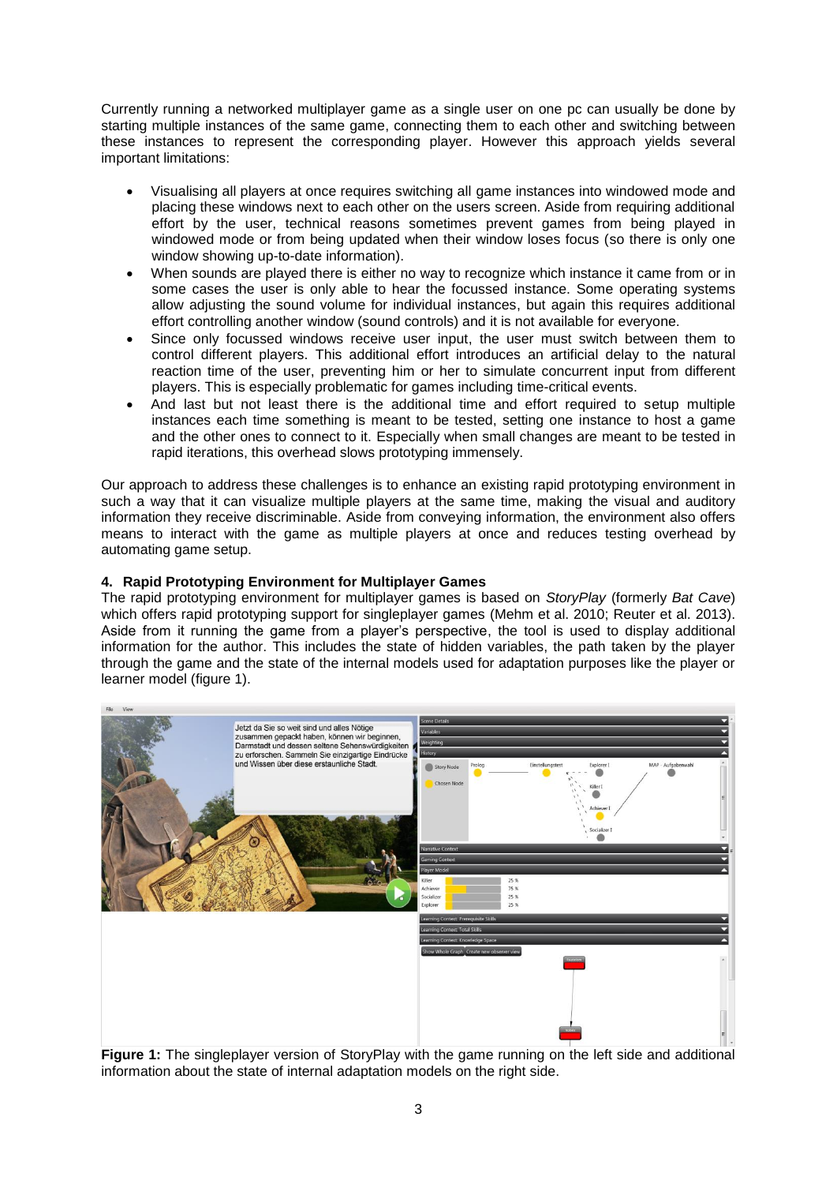Currently running a networked multiplayer game as a single user on one pc can usually be done by starting multiple instances of the same game, connecting them to each other and switching between these instances to represent the corresponding player. However this approach yields several important limitations:

- Visualising all players at once requires switching all game instances into windowed mode and placing these windows next to each other on the users screen. Aside from requiring additional effort by the user, technical reasons sometimes prevent games from being played in windowed mode or from being updated when their window loses focus (so there is only one window showing up-to-date information).
- When sounds are played there is either no way to recognize which instance it came from or in some cases the user is only able to hear the focussed instance. Some operating systems allow adjusting the sound volume for individual instances, but again this requires additional effort controlling another window (sound controls) and it is not available for everyone.
- Since only focussed windows receive user input, the user must switch between them to control different players. This additional effort introduces an artificial delay to the natural reaction time of the user, preventing him or her to simulate concurrent input from different players. This is especially problematic for games including time-critical events.
- And last but not least there is the additional time and effort required to setup multiple instances each time something is meant to be tested, setting one instance to host a game and the other ones to connect to it. Especially when small changes are meant to be tested in rapid iterations, this overhead slows prototyping immensely.

Our approach to address these challenges is to enhance an existing rapid prototyping environment in such a way that it can visualize multiple players at the same time, making the visual and auditory information they receive discriminable. Aside from conveying information, the environment also offers means to interact with the game as multiple players at once and reduces testing overhead by automating game setup.

## 4. Rapid Prototyping Environment for Multiplayer Games

The rapid prototyping environment for multiplayer games is based on *StoryPlay* (formerly *Bat Cave*) which offers rapid prototyping support for singleplayer games (Mehm et al. 2010; Reuter et al. 2013). Aside from it running the game from a player's perspective, the tool is used to display additional information for the author. This includes the state of hidden variables, the path taken by the player through the game and the state of the internal models used for adaptation purposes like the player or learner model (figure 1).

**Figure 1:** The singleplayer version of StoryPlay with the game running on the left side and additional information about the state of internal adaptation models on the right side.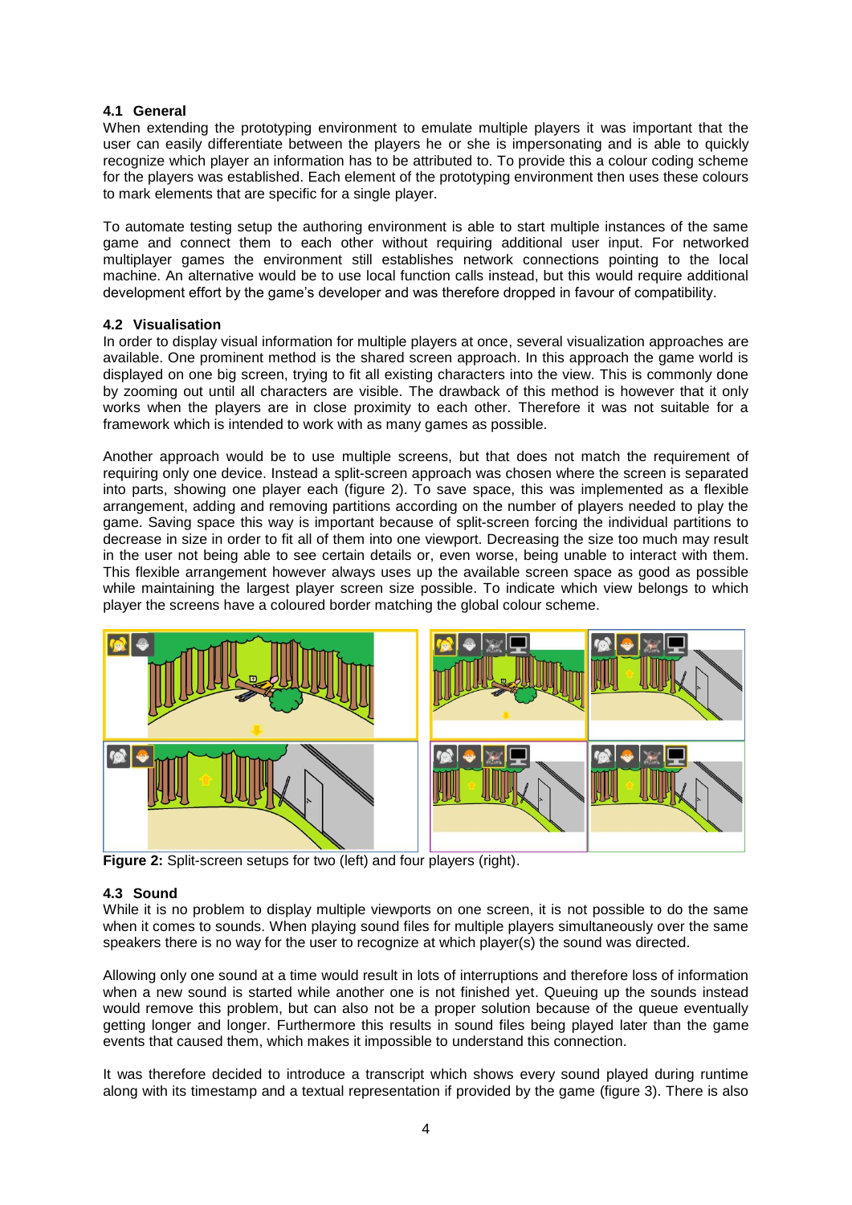### 4.1 General

When extending the prototyping environment to emulate multiple players it was important that the user can easily differentiate between the players he or she is impersonating and is able to quickly recognize which player an information has to be attributed to. To provide this a colour coding scheme for the players was established. Each element of the prototyping environment then uses these colours to mark elements that are specific for a single player.

To automate testing setup the authoring environment is able to start multiple instances of the same game and connect them to each other without requiring additional user input. For networked multiplayer games the environment still establishes network connections pointing to the local machine. An alternative would be to use local function calls instead, but this would require additional development effort by the game's developer and was therefore dropped in favour of compatibility.

### 4.2 Visualisation

In order to display visual information for multiple players at once, several visualization approaches are available. One prominent method is the shared screen approach. In this approach the game world is displayed on one big screen, trying to fit all existing characters into the view. This is commonly done by zooming out until all characters are visible. The drawback of this method is however that it only works when the players are in close proximity to each other. Therefore it was not suitable for a framework which is intended to work with as many games as possible.

Another approach would be to use multiple screens, but that does not match the requirement of requiring only one device. Instead a split-screen approach was chosen where the screen is separated into parts, showing one player each (figure 2). To save space, this was implemented as a flexible arrangement, adding and removing partitions according on the number of players needed to play the game. Saving space this way is important because of split-screen forcing the individual partitions to decrease in size in order to fit all of them into one viewport. Decreasing the size too much may result in the user not being able to see certain details or, even worse, being unable to interact with them. This flexible arrangement however always uses up the available screen space as good as possible while maintaining the largest player screen size possible. To indicate which view belongs to which player the screens have a coloured border matching the global colour scheme.

**Figure 2:** Split-screen setups for two (left) and four players (right).

### 4.3 Sound

While it is no problem to display multiple viewports on one screen, it is not possible to do the same when it comes to sounds. When playing sound files for multiple players simultaneously over the same speakers there is no way for the user to recognize at which player(s) the sound was directed.

Allowing only one sound at a time would result in lots of interruptions and therefore loss of information when a new sound is started while another one is not finished yet. Queuing up the sounds instead would remove this problem, but can also not be a proper solution because of the queue eventually getting longer and longer. Furthermore this results in sound files being played later than the game events that caused them, which makes it impossible to understand this connection.

It was therefore decided to introduce a transcript which shows every sound played during runtime along with its timestamp and a textual representation if provided by the game (figure 3). There is also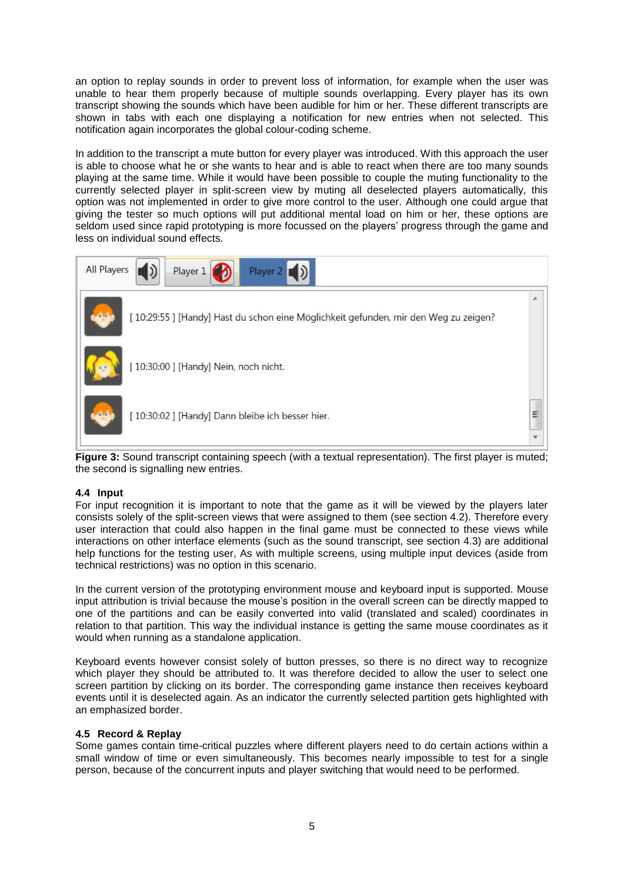an option to replay sounds in order to prevent loss of information, for example when the user was unable to hear them properly because of multiple sounds overlapping. Every player has its own transcript showing the sounds which have been audible for him or her. These different transcripts are shown in tabs with each one displaying a notification for new entries when not selected. This notification again incorporates the global colour-coding scheme.

In addition to the transcript a mute button for every player was introduced. With this approach the user is able to choose what he or she wants to hear and is able to react when there are too many sounds playing at the same time. While it would have been possible to couple the muting functionality to the currently selected player in split-screen view by muting all deselected players automatically, this option was not implemented in order to give more control to the user. Although one could argue that giving the tester so much options will put additional mental load on him or her, these options are seldom used since rapid prototyping is more focussed on the players' progress through the game and less on individual sound effects.

All Players | Player 1 | Player 2

[ 10:29:55 ] [Handy] Hast du schon eine Möglichkeit gefunden, mir den Weg zu zeigen?

[ 10:30:00 ] [Handy] Nein, noch nicht.

[ 10:30:02 ] [Handy] Dann bleibe ich besser hier.

**Figure 3:** Sound transcript containing speech (with a textual representation). The first player is muted; the second is signalling new entries.

### 4.4 Input

For input recognition it is important to note that the game as it will be viewed by the players later consists solely of the split-screen views that were assigned to them (see section 4.2). Therefore every user interaction that could also happen in the final game must be connected to these views while interactions on other interface elements (such as the sound transcript, see section 4.3) are additional help functions for the testing user, As with multiple screens, using multiple input devices (aside from technical restrictions) was no option in this scenario.

In the current version of the prototyping environment mouse and keyboard input is supported. Mouse input attribution is trivial because the mouse's position in the overall screen can be directly mapped to one of the partitions and can be easily converted into valid (translated and scaled) coordinates in relation to that partition. This way the individual instance is getting the same mouse coordinates as it would when running as a standalone application.

Keyboard events however consist solely of button presses, so there is no direct way to recognize which player they should be attributed to. It was therefore decided to allow the user to select one screen partition by clicking on its border. The corresponding game instance then receives keyboard events until it is deselected again. As an indicator the currently selected partition gets highlighted with an emphasized border.

### 4.5 Record & Replay

Some games contain time-critical puzzles where different players need to do certain actions within a small window of time or even simultaneously. This becomes nearly impossible to test for a single person, because of the concurrent inputs and player switching that would need to be performed.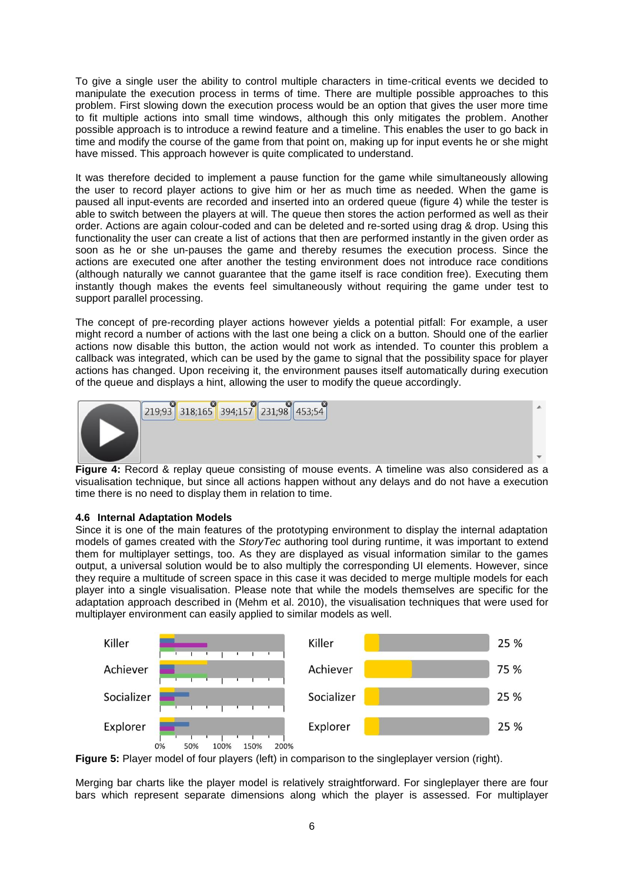To give a single user the ability to control multiple characters in time-critical events we decided to manipulate the execution process in terms of time. There are multiple possible approaches to this problem. First slowing down the execution process would be an option that gives the user more time to fit multiple actions into small time windows, although this only mitigates the problem. Another possible approach is to introduce a rewind feature and a timeline. This enables the user to go back in time and modify the course of the game from that point on, making up for input events he or she might have missed. This approach however is quite complicated to understand.

It was therefore decided to implement a pause function for the game while simultaneously allowing the user to record player actions to give him or her as much time as needed. When the game is paused all input-events are recorded and inserted into an ordered queue (figure 4) while the tester is able to switch between the players at will. The queue then stores the action performed as well as their order. Actions are again colour-coded and can be deleted and re-sorted using drag & drop. Using this functionality the user can create a list of actions that then are performed instantly in the given order as soon as he or she un-pauses the game and thereby resumes the execution process. Since the actions are executed one after another the testing environment does not introduce race conditions (although naturally we cannot guarantee that the game itself is race condition free). Executing them instantly though makes the events feel simultaneously without requiring the game under test to support parallel processing.

The concept of pre-recording player actions however yields a potential pitfall: For example, a user might record a number of actions with the last one being a click on a button. Should one of the earlier actions now disable this button, the action would not work as intended. To counter this problem a callback was integrated, which can be used by the game to signal that the possibility space for player actions has changed. Upon receiving it, the environment pauses itself automatically during execution of the queue and displays a hint, allowing the user to modify the queue accordingly.

219;93 318;165 394;157 231;98 453;54

**Figure 4:** Record & replay queue consisting of mouse events. A timeline was also considered as a visualisation technique, but since all actions happen without any delays and do not have a execution time there is no need to display them in relation to time.

### 4.6 Internal Adaptation Models

Since it is one of the main features of the prototyping environment to display the internal adaptation models of games created with the *StoryTec* authoring tool during runtime, it was important to extend them for multiplayer settings, too. As they are displayed as visual information similar to the games output, a universal solution would be to also multiply the corresponding UI elements. However, since they require a multitude of screen space in this case it was decided to merge multiple models for each player into a single visualisation. Please note that while the models themselves are specific for the adaptation approach described in (Mehm et al. 2010), the visualisation techniques that were used for multiplayer environment can easily applied to similar models as well.

**Figure 5:** Player model of four players (left) in comparison to the singleplayer version (right).

Merging bar charts like the player model is relatively straightforward. For singleplayer there are four bars which represent separate dimensions along which the player is assessed. For multiplayer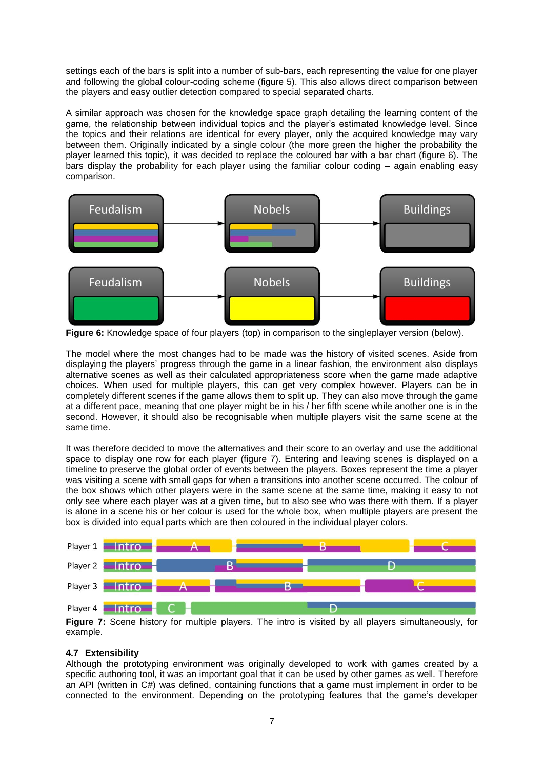settings each of the bars is split into a number of sub-bars, each representing the value for one player and following the global colour-coding scheme (figure 5). This also allows direct comparison between the players and easy outlier detection compared to special separated charts.

A similar approach was chosen for the knowledge space graph detailing the learning content of the game, the relationship between individual topics and the player's estimated knowledge level. Since the topics and their relations are identical for every player, only the acquired knowledge may vary between them. Originally indicated by a single colour (the more green the higher the probability the player learned this topic), it was decided to replace the coloured bar with a bar chart (figure 6). The bars display the probability for each player using the familiar colour coding – again enabling easy comparison.

**Figure 6:** Knowledge space of four players (top) in comparison to the singleplayer version (below).

The model where the most changes had to be made was the history of visited scenes. Aside from displaying the players' progress through the game in a linear fashion, the environment also displays alternative scenes as well as their calculated appropriateness score when the game made adaptive choices. When used for multiple players, this can get very complex however. Players can be in completely different scenes if the game allows them to split up. They can also move through the game at a different pace, meaning that one player might be in his / her fifth scene while another one is in the second. However, it should also be recognisable when multiple players visit the same scene at the same time.

It was therefore decided to move the alternatives and their score to an overlay and use the additional space to display one row for each player (figure 7). Entering and leaving scenes is displayed on a timeline to preserve the global order of events between the players. Boxes represent the time a player was visiting a scene with small gaps for when a transitions into another scene occurred. The colour of the box shows which other players were in the same scene at the same time, making it easy to not only see where each player was at a given time, but to also see who was there with them. If a player is alone in a scene his or her colour is used for the whole box, when multiple players are present the box is divided into equal parts which are then coloured in the individual player colors.

**Figure 7:** Scene history for multiple players. The intro is visited by all players simultaneously, for example.

### 4.7 Extensibility

Although the prototyping environment was originally developed to work with games created by a specific authoring tool, it was an important goal that it can be used by other games as well. Therefore an API (written in C#) was defined, containing functions that a game must implement in order to be connected to the environment. Depending on the prototyping features that the game's developer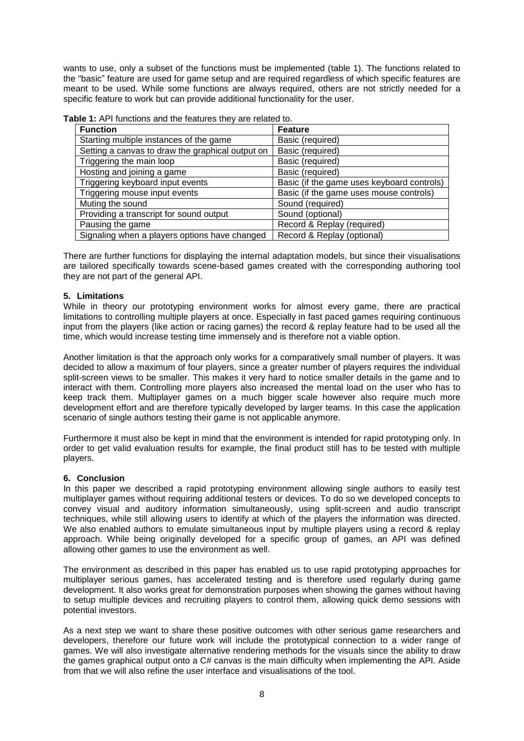wants to use, only a subset of the functions must be implemented (table 1). The functions related to the "basic" feature are used for game setup and are required regardless of which specific features are meant to be used. While some functions are always required, others are not strictly needed for a specific feature to work but can provide additional functionality for the user.

**Table 1:** API functions and the features they are related to.

| Function | Feature |
|---|---|
| Starting multiple instances of the game | Basic (required) |
| Setting a canvas to draw the graphical output on | Basic (required) |
| Triggering the main loop | Basic (required) |
| Hosting and joining a game | Basic (required) |
| Triggering keyboard input events | Basic (if the game uses keyboard controls) |
| Triggering mouse input events | Basic (if the game uses mouse controls) |
| Muting the sound | Sound (required) |
| Providing a transcript for sound output | Sound (optional) |
| Pausing the game | Record & Replay (required) |
| Signaling when a players options have changed | Record & Replay (optional) |

There are further functions for displaying the internal adaptation models, but since their visualisations are tailored specifically towards scene-based games created with the corresponding authoring tool they are not part of the general API.

## 5. Limitations

While in theory our prototyping environment works for almost every game, there are practical limitations to controlling multiple players at once. Especially in fast paced games requiring continuous input from the players (like action or racing games) the record & replay feature had to be used all the time, which would increase testing time immensely and is therefore not a viable option.

Another limitation is that the approach only works for a comparatively small number of players. It was decided to allow a maximum of four players, since a greater number of players requires the individual split-screen views to be smaller. This makes it very hard to notice smaller details in the game and to interact with them. Controlling more players also increased the mental load on the user who has to keep track them. Multiplayer games on a much bigger scale however also require much more development effort and are therefore typically developed by larger teams. In this case the application scenario of single authors testing their game is not applicable anymore.

Furthermore it must also be kept in mind that the environment is intended for rapid prototyping only. In order to get valid evaluation results for example, the final product still has to be tested with multiple players.

## 6. Conclusion

In this paper we described a rapid prototyping environment allowing single authors to easily test multiplayer games without requiring additional testers or devices. To do so we developed concepts to convey visual and auditory information simultaneously, using split-screen and audio transcript techniques, while still allowing users to identify at which of the players the information was directed. We also enabled authors to emulate simultaneous input by multiple players using a record & replay approach. While being originally developed for a specific group of games, an API was defined allowing other games to use the environment as well.

The environment as described in this paper has enabled us to use rapid prototyping approaches for multiplayer serious games, has accelerated testing and is therefore used regularly during game development. It also works great for demonstration purposes when showing the games without having to setup multiple devices and recruiting players to control them, allowing quick demo sessions with potential investors.

As a next step we want to share these positive outcomes with other serious game researchers and developers, therefore our future work will include the prototypical connection to a wider range of games. We will also investigate alternative rendering methods for the visuals since the ability to draw the games graphical output onto a C# canvas is the main difficulty when implementing the API. Aside from that we will also refine the user interface and visualisations of the tool.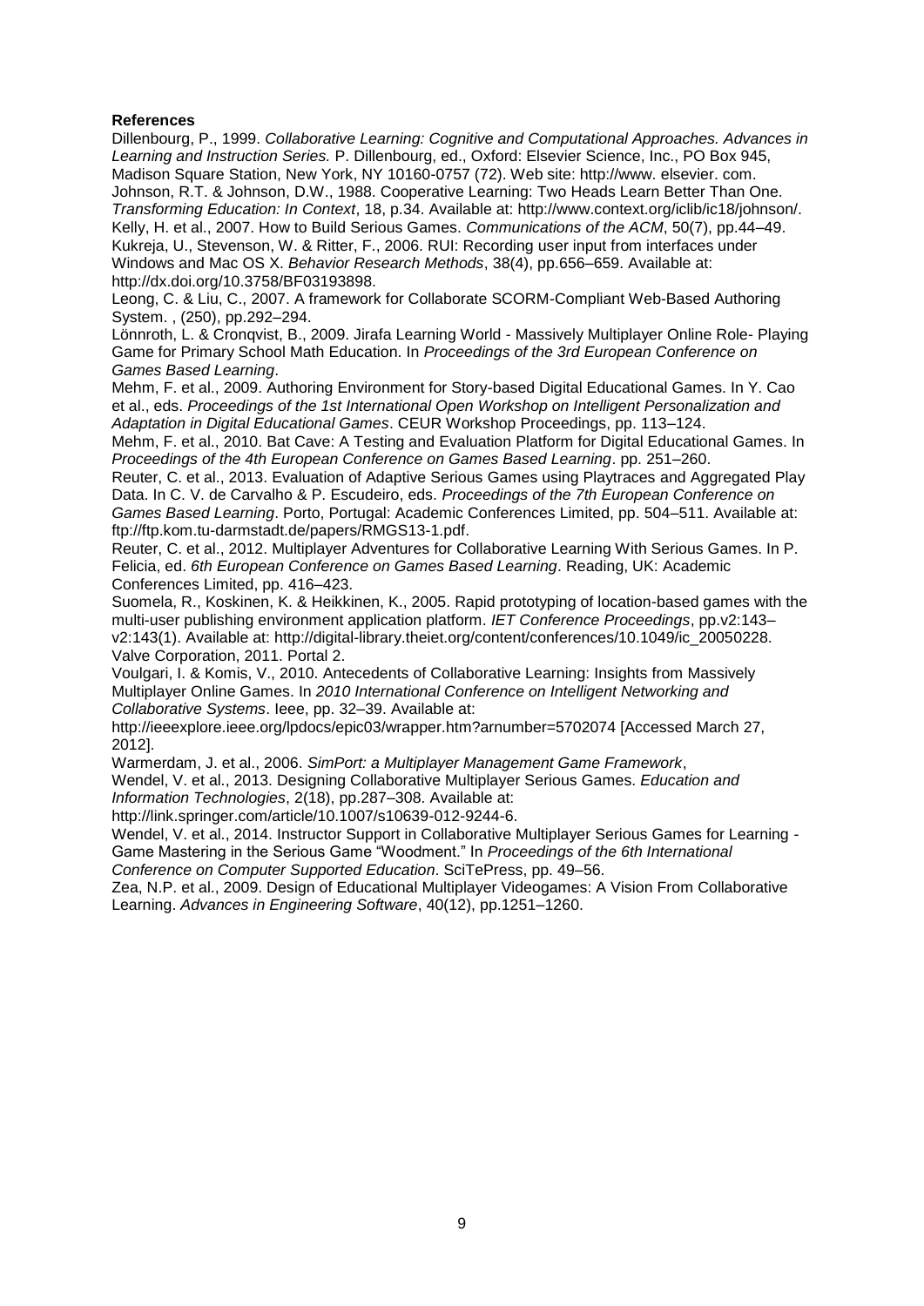**References**

Dillenbourg, P., 1999. *Collaborative Learning: Cognitive and Computational Approaches. Advances in Learning and Instruction Series.* P. Dillenbourg, ed., Oxford: Elsevier Science, Inc., PO Box 945, Madison Square Station, New York, NY 10160-0757 (72). Web site: http://www. elsevier. com.

Johnson, R.T. & Johnson, D.W., 1988. Cooperative Learning: Two Heads Learn Better Than One. *Transforming Education: In Context*, 18, p.34. Available at: http://www.context.org/iclib/ic18/johnson/.

Kelly, H. et al., 2007. How to Build Serious Games. *Communications of the ACM*, 50(7), pp.44–49.

Kukreja, U., Stevenson, W. & Ritter, F., 2006. RUI: Recording user input from interfaces under Windows and Mac OS X. *Behavior Research Methods*, 38(4), pp.656–659. Available at: http://dx.doi.org/10.3758/BF03193898.

Leong, C. & Liu, C., 2007. A framework for Collaborate SCORM-Compliant Web-Based Authoring System. , (250), pp.292–294.

Lönnroth, L. & Cronqvist, B., 2009. Jirafa Learning World - Massively Multiplayer Online Role- Playing Game for Primary School Math Education. In *Proceedings of the 3rd European Conference on Games Based Learning*.

Mehm, F. et al., 2009. Authoring Environment for Story-based Digital Educational Games. In Y. Cao et al., eds. *Proceedings of the 1st International Open Workshop on Intelligent Personalization and Adaptation in Digital Educational Games*. CEUR Workshop Proceedings, pp. 113–124.

Mehm, F. et al., 2010. Bat Cave: A Testing and Evaluation Platform for Digital Educational Games. In *Proceedings of the 4th European Conference on Games Based Learning*. pp. 251–260.

Reuter, C. et al., 2013. Evaluation of Adaptive Serious Games using Playtraces and Aggregated Play Data. In C. V. de Carvalho & P. Escudeiro, eds. *Proceedings of the 7th European Conference on Games Based Learning*. Porto, Portugal: Academic Conferences Limited, pp. 504–511. Available at: ftp://ftp.kom.tu-darmstadt.de/papers/RMGS13-1.pdf.

Reuter, C. et al., 2012. Multiplayer Adventures for Collaborative Learning With Serious Games. In P. Felicia, ed. *6th European Conference on Games Based Learning*. Reading, UK: Academic Conferences Limited, pp. 416–423.

Suomela, R., Koskinen, K. & Heikkinen, K., 2005. Rapid prototyping of location-based games with the multi-user publishing environment application platform. *IET Conference Proceedings*, pp.v2:143–v2:143(1). Available at: http://digital-library.theiet.org/content/conferences/10.1049/ic_20050228.

Valve Corporation, 2011. Portal 2.

Voulgari, I. & Komis, V., 2010. Antecedents of Collaborative Learning: Insights from Massively Multiplayer Online Games. In *2010 International Conference on Intelligent Networking and Collaborative Systems*. Ieee, pp. 32–39. Available at: http://ieeexplore.ieee.org/lpdocs/epic03/wrapper.htm?arnumber=5702074 [Accessed March 27, 2012].

Warmerdam, J. et al., 2006. *SimPort: a Multiplayer Management Game Framework*,

Wendel, V. et al., 2013. Designing Collaborative Multiplayer Serious Games. *Education and Information Technologies*, 2(18), pp.287–308. Available at: http://link.springer.com/article/10.1007/s10639-012-9244-6.

Wendel, V. et al., 2014. Instructor Support in Collaborative Multiplayer Serious Games for Learning - Game Mastering in the Serious Game "Woodment." In *Proceedings of the 6th International Conference on Computer Supported Education*. SciTePress, pp. 49–56.

Zea, N.P. et al., 2009. Design of Educational Multiplayer Videogames: A Vision From Collaborative Learning. *Advances in Engineering Software*, 40(12), pp.1251–1260.